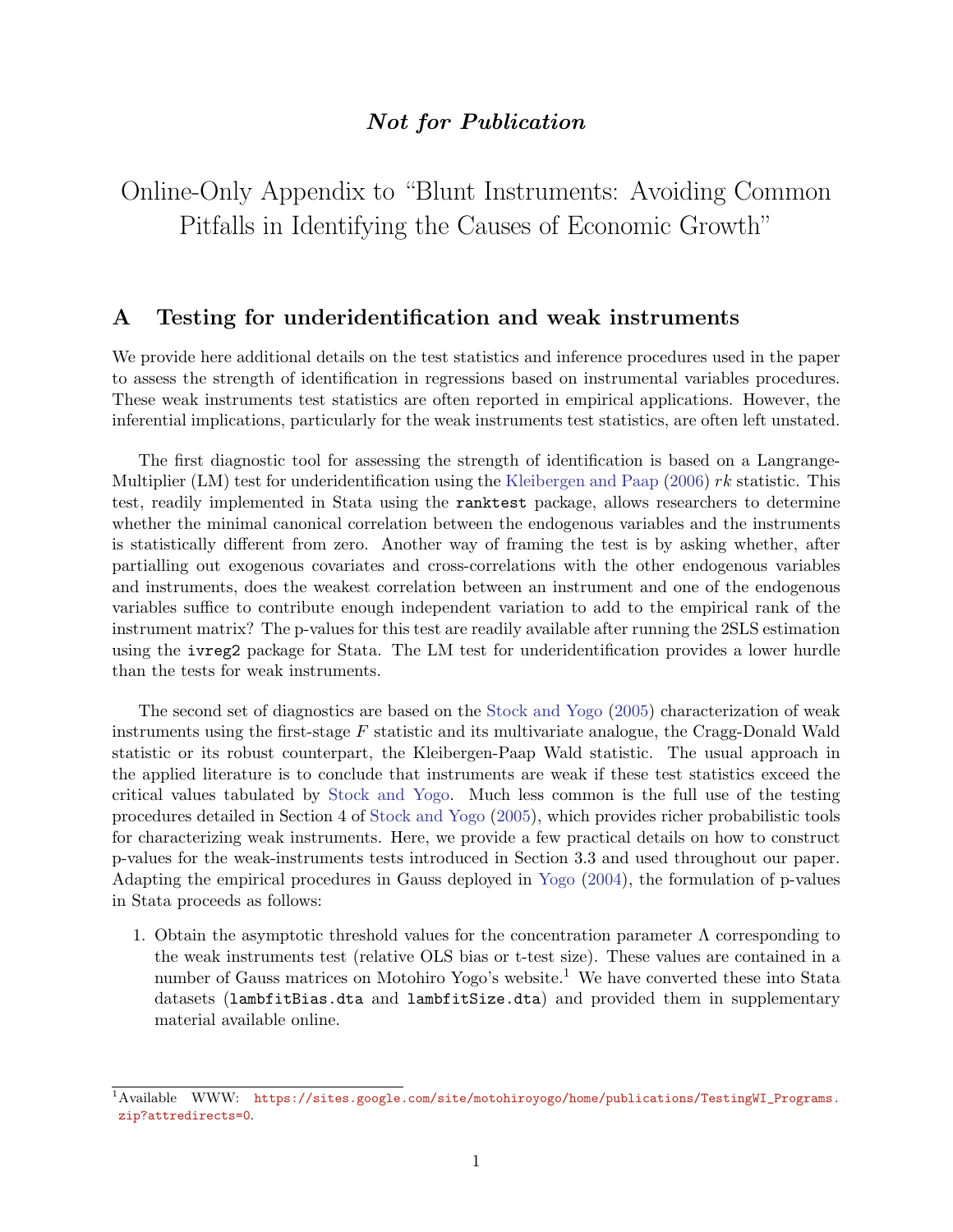***Not for Publication***

# Online-Only Appendix to "Blunt Instruments: Avoiding Common Pitfalls in Identifying the Causes of Economic Growth"

## A Testing for underidentification and weak instruments

We provide here additional details on the test statistics and inference procedures used in the paper to assess the strength of identification in regressions based on instrumental variables procedures. These weak instruments test statistics are often reported in empirical applications. However, the inferential implications, particularly for the weak instruments test statistics, are often left unstated.

The first diagnostic tool for assessing the strength of identification is based on a Langrange-Multiplier (LM) test for underidentification using the Kleibergen and Paap (2006) *rk* statistic. This test, readily implemented in Stata using the `ranktest` package, allows researchers to determine whether the minimal canonical correlation between the endogenous variables and the instruments is statistically different from zero. Another way of framing the test is by asking whether, after partialling out exogenous covariates and cross-correlations with the other endogenous variables and instruments, does the weakest correlation between an instrument and one of the endogenous variables suffice to contribute enough independent variation to add to the empirical rank of the instrument matrix? The p-values for this test are readily available after running the 2SLS estimation using the `ivreg2` package for Stata. The LM test for underidentification provides a lower hurdle than the tests for weak instruments.

The second set of diagnostics are based on the Stock and Yogo (2005) characterization of weak instruments using the first-stage $F$ statistic and its multivariate analogue, the Cragg-Donald Wald statistic or its robust counterpart, the Kleibergen-Paap Wald statistic. The usual approach in the applied literature is to conclude that instruments are weak if these test statistics exceed the critical values tabulated by Stock and Yogo. Much less common is the full use of the testing procedures detailed in Section 4 of Stock and Yogo (2005), which provides richer probabilistic tools for characterizing weak instruments. Here, we provide a few practical details on how to construct p-values for the weak-instruments tests introduced in Section 3.3 and used throughout our paper. Adapting the empirical procedures in Gauss deployed in Yogo (2004), the formulation of p-values in Stata proceeds as follows:

1. Obtain the asymptotic threshold values for the concentration parameter $\Lambda$ corresponding to the weak instruments test (relative OLS bias or t-test size). These values are contained in a number of Gauss matrices on Motohiro Yogo's website.[1] We have converted these into Stata datasets (`lambfitBias.dta` and `lambfitSize.dta`) and provided them in supplementary material available online.

[1] Available WWW: https://sites.google.com/site/motohiroyogo/home/publications/TestingWI_Programs.zip?attredirects=0.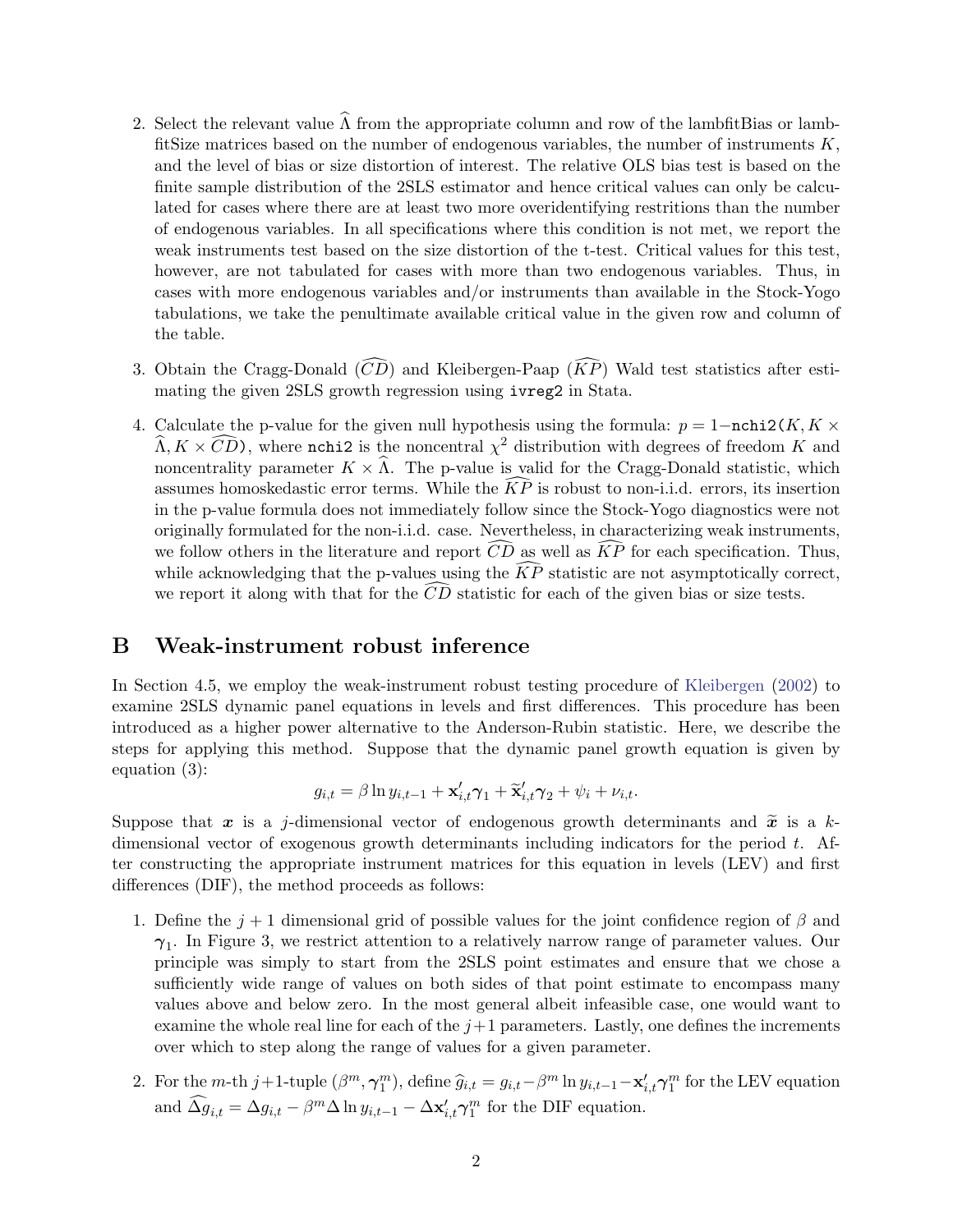2. Select the relevant value $\widehat{\Lambda}$ from the appropriate column and row of the lambfitBias or lambfitSize matrices based on the number of endogenous variables, the number of instruments $K$, and the level of bias or size distortion of interest. The relative OLS bias test is based on the finite sample distribution of the 2SLS estimator and hence critical values can only be calculated for cases where there are at least two more overidentifying restritions than the number of endogenous variables. In all specifications where this condition is not met, we report the weak instruments test based on the size distortion of the t-test. Critical values for this test, however, are not tabulated for cases with more than two endogenous variables. Thus, in cases with more endogenous variables and/or instruments than available in the Stock-Yogo tabulations, we take the penultimate available critical value in the given row and column of the table.

3. Obtain the Cragg-Donald ($\widehat{CD}$) and Kleibergen-Paap ($\widehat{KP}$) Wald test statistics after estimating the given 2SLS growth regression using `ivreg2` in Stata.

4. Calculate the p-value for the given null hypothesis using the formula: $p = 1-\texttt{nchi2}(K, K \times \widehat{\Lambda}, K \times \widehat{CD})$, where `nchi2` is the noncentral $\chi^2$ distribution with degrees of freedom $K$ and noncentrality parameter $K \times \widehat{\Lambda}$. The p-value is valid for the Cragg-Donald statistic, which assumes homoskedastic error terms. While the $\widehat{KP}$ is robust to non-i.i.d. errors, its insertion in the p-value formula does not immediately follow since the Stock-Yogo diagnostics were not originally formulated for the non-i.i.d. case. Nevertheless, in characterizing weak instruments, we follow others in the literature and report $\widehat{CD}$ as well as $\widehat{KP}$ for each specification. Thus, while acknowledging that the p-values using the $\widehat{KP}$ statistic are not asymptotically correct, we report it along with that for the $\widehat{CD}$ statistic for each of the given bias or size tests.

# B Weak-instrument robust inference

In Section 4.5, we employ the weak-instrument robust testing procedure of Kleibergen (2002) to examine 2SLS dynamic panel equations in levels and first differences. This procedure has been introduced as a higher power alternative to the Anderson-Rubin statistic. Here, we describe the steps for applying this method. Suppose that the dynamic panel growth equation is given by equation (3):

$$g_{i,t} = \beta \ln y_{i,t-1} + \mathbf{x}'_{i,t}\boldsymbol{\gamma}_1 + \widetilde{\mathbf{x}}'_{i,t}\boldsymbol{\gamma}_2 + \psi_i + \nu_{i,t}.$$

Suppose that $\boldsymbol{x}$ is a $j$-dimensional vector of endogenous growth determinants and $\widetilde{\boldsymbol{x}}$ is a $k$-dimensional vector of exogenous growth determinants including indicators for the period $t$. After constructing the appropriate instrument matrices for this equation in levels (LEV) and first differences (DIF), the method proceeds as follows:

1. Define the $j+1$ dimensional grid of possible values for the joint confidence region of $\beta$ and $\boldsymbol{\gamma}_1$. In Figure 3, we restrict attention to a relatively narrow range of parameter values. Our principle was simply to start from the 2SLS point estimates and ensure that we chose a sufficiently wide range of values on both sides of that point estimate to encompass many values above and below zero. In the most general albeit infeasible case, one would want to examine the whole real line for each of the $j+1$ parameters. Lastly, one defines the increments over which to step along the range of values for a given parameter.

2. For the $m$-th $j+1$-tuple $(\beta^m, \boldsymbol{\gamma}_1^m)$, define $\widehat{g}_{i,t} = g_{i,t} - \beta^m \ln y_{i,t-1} - \mathbf{x}'_{i,t}\boldsymbol{\gamma}_1^m$ for the LEV equation and $\widehat{\Delta g}_{i,t} = \Delta g_{i,t} - \beta^m \Delta \ln y_{i,t-1} - \Delta \mathbf{x}'_{i,t}\boldsymbol{\gamma}_1^m$ for the DIF equation.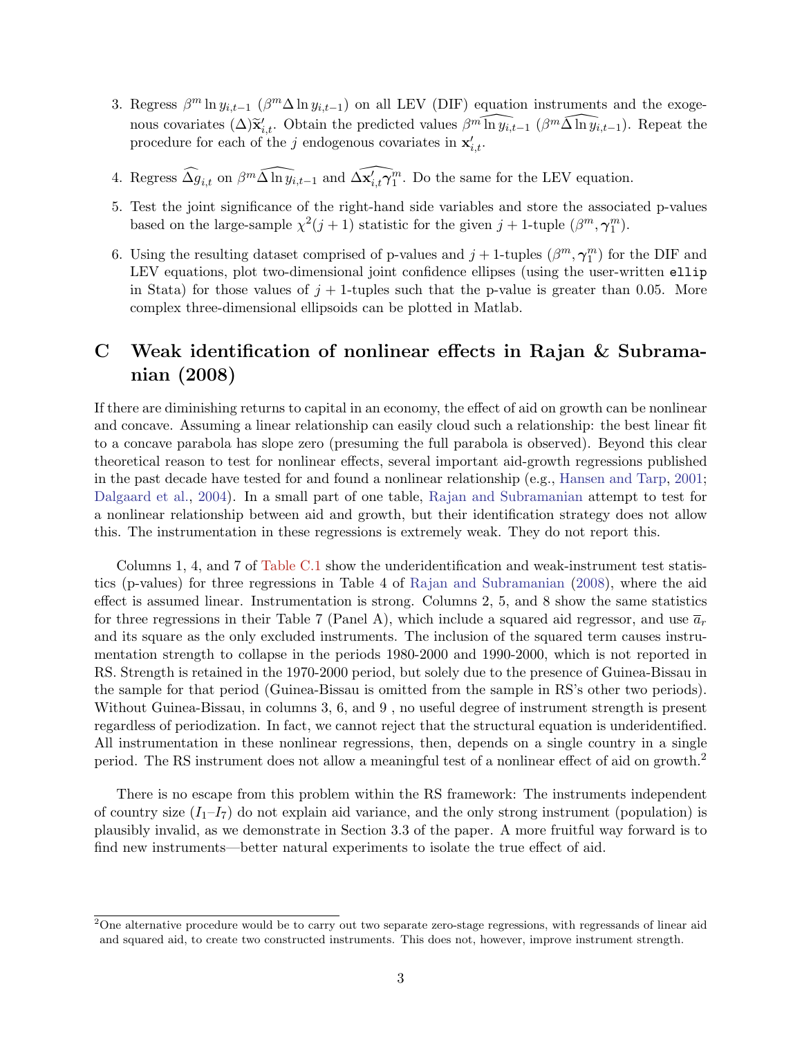3. Regress $\beta^m \ln y_{i,t-1}$ ($\beta^m \Delta \ln y_{i,t-1}$) on all LEV (DIF) equation instruments and the exogenous covariates $(\Delta)\widetilde{\mathbf{x}}'_{i,t}$. Obtain the predicted values $\beta^m \widehat{\ln y_{i,t-1}}$ ($\beta^m \widehat{\Delta \ln y_{i,t-1}}$). Repeat the procedure for each of the $j$ endogenous covariates in $\mathbf{x}'_{i,t}$.

4. Regress $\widehat{\Delta g_{i,t}}$ on $\beta^m \widehat{\Delta \ln y_{i,t-1}}$ and $\widehat{\Delta \mathbf{x}'_{i,t} \boldsymbol{\gamma}_1^m}$. Do the same for the LEV equation.

5. Test the joint significance of the right-hand side variables and store the associated p-values based on the large-sample $\chi^2(j+1)$ statistic for the given $j+1$-tuple $(\beta^m, \boldsymbol{\gamma}_1^m)$.

6. Using the resulting dataset comprised of p-values and $j+1$-tuples $(\beta^m, \boldsymbol{\gamma}_1^m)$ for the DIF and LEV equations, plot two-dimensional joint confidence ellipses (using the user-written `ellip` in Stata) for those values of $j+1$-tuples such that the p-value is greater than 0.05. More complex three-dimensional ellipsoids can be plotted in Matlab.

# C Weak identification of nonlinear effects in Rajan & Subramanian (2008)

If there are diminishing returns to capital in an economy, the effect of aid on growth can be nonlinear and concave. Assuming a linear relationship can easily cloud such a relationship: the best linear fit to a concave parabola has slope zero (presuming the full parabola is observed). Beyond this clear theoretical reason to test for nonlinear effects, several important aid-growth regressions published in the past decade have tested for and found a nonlinear relationship (e.g., Hansen and Tarp, 2001; Dalgaard et al., 2004). In a small part of one table, Rajan and Subramanian attempt to test for a nonlinear relationship between aid and growth, but their identification strategy does not allow this. The instrumentation in these regressions is extremely weak. They do not report this.

Columns 1, 4, and 7 of Table C.1 show the underidentification and weak-instrument test statistics (p-values) for three regressions in Table 4 of Rajan and Subramanian (2008), where the aid effect is assumed linear. Instrumentation is strong. Columns 2, 5, and 8 show the same statistics for three regressions in their Table 7 (Panel A), which include a squared aid regressor, and use $\overline{a}_r$ and its square as the only excluded instruments. The inclusion of the squared term causes instrumentation strength to collapse in the periods 1980-2000 and 1990-2000, which is not reported in RS. Strength is retained in the 1970-2000 period, but solely due to the presence of Guinea-Bissau in the sample for that period (Guinea-Bissau is omitted from the sample in RS's other two periods). Without Guinea-Bissau, in columns 3, 6, and 9 , no useful degree of instrument strength is present regardless of periodization. In fact, we cannot reject that the structural equation is underidentified. All instrumentation in these nonlinear regressions, then, depends on a single country in a single period. The RS instrument does not allow a meaningful test of a nonlinear effect of aid on growth.[2]

There is no escape from this problem within the RS framework: The instruments independent of country size ($I_1$–$I_7$) do not explain aid variance, and the only strong instrument (population) is plausibly invalid, as we demonstrate in Section 3.3 of the paper. A more fruitful way forward is to find new instruments—better natural experiments to isolate the true effect of aid.

[2] One alternative procedure would be to carry out two separate zero-stage regressions, with regressands of linear aid and squared aid, to create two constructed instruments. This does not, however, improve instrument strength.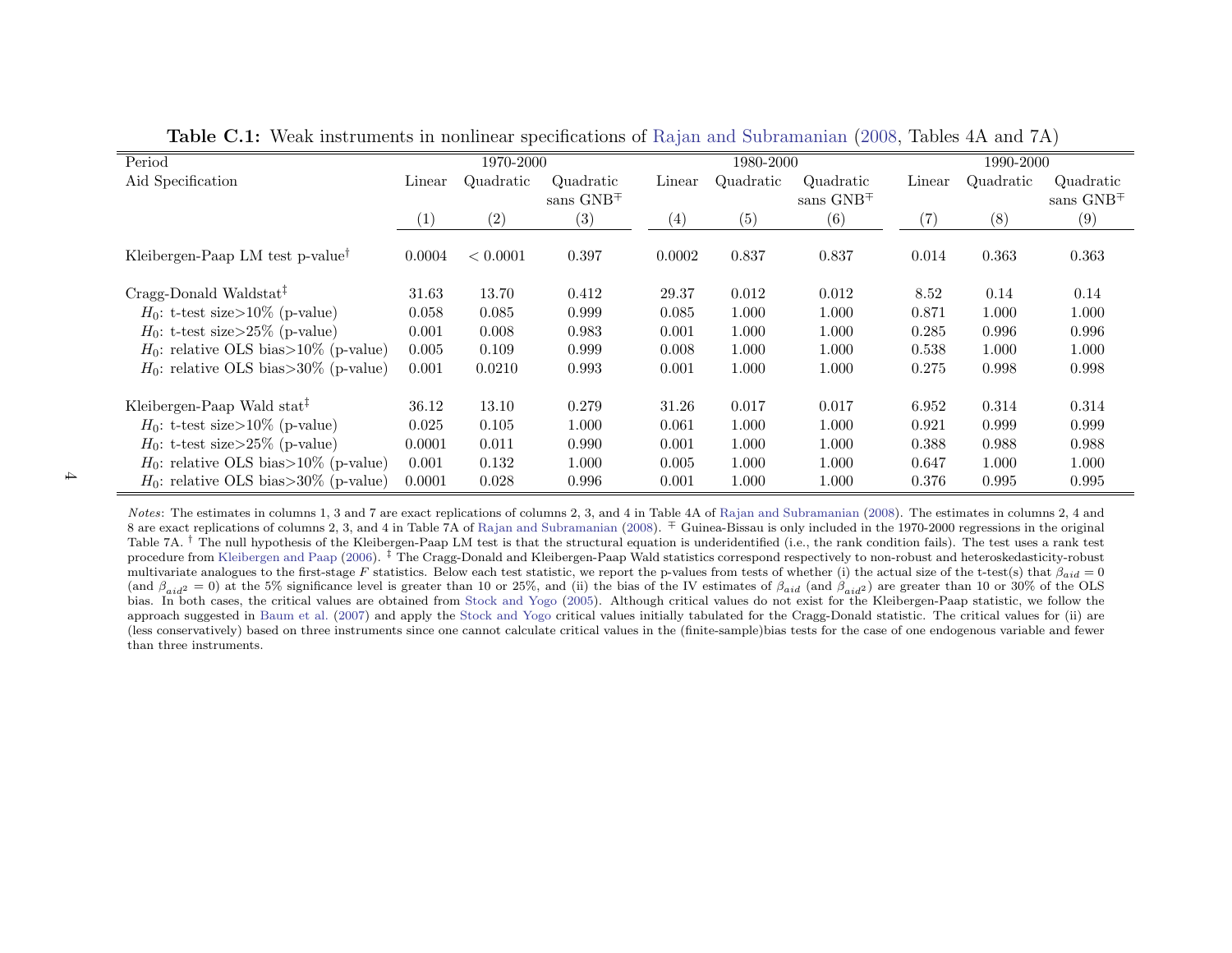**Table C.1:** Weak instruments in nonlinear specifications of Rajan and Subramanian (2008, Tables 4A and 7A)

| Period | 1970-2000 | | | 1980-2000 | | | 1990-2000 | | |
|---|---|---|---|---|---|---|---|---|---|
| Aid Specification | Linear | Quadratic | Quadratic sans GNB[∓] | Linear | Quadratic | Quadratic sans GNB[∓] | Linear | Quadratic | Quadratic sans GNB[∓] |
| | (1) | (2) | (3) | (4) | (5) | (6) | (7) | (8) | (9) |
| Kleibergen-Paap LM test p-value[†] | 0.0004 | < 0.0001 | 0.397 | 0.0002 | 0.837 | 0.837 | 0.014 | 0.363 | 0.363 |
| Cragg-Donald Waldstat[‡] | 31.63 | 13.70 | 0.412 | 29.37 | 0.012 | 0.012 | 8.52 | 0.14 | 0.14 |
| $H_0$: t-test size>10% (p-value) | 0.058 | 0.085 | 0.999 | 0.085 | 1.000 | 1.000 | 0.871 | 1.000 | 1.000 |
| $H_0$: t-test size>25% (p-value) | 0.001 | 0.008 | 0.983 | 0.001 | 1.000 | 1.000 | 0.285 | 0.996 | 0.996 |
| $H_0$: relative OLS bias>10% (p-value) | 0.005 | 0.109 | 0.999 | 0.008 | 1.000 | 1.000 | 0.538 | 1.000 | 1.000 |
| $H_0$: relative OLS bias>30% (p-value) | 0.001 | 0.0210 | 0.993 | 0.001 | 1.000 | 1.000 | 0.275 | 0.998 | 0.998 |
| Kleibergen-Paap Wald stat[‡] | 36.12 | 13.10 | 0.279 | 31.26 | 0.017 | 0.017 | 6.952 | 0.314 | 0.314 |
| $H_0$: t-test size>10% (p-value) | 0.025 | 0.105 | 1.000 | 0.061 | 1.000 | 1.000 | 0.921 | 0.999 | 0.999 |
| $H_0$: t-test size>25% (p-value) | 0.0001 | 0.011 | 0.990 | 0.001 | 1.000 | 1.000 | 0.388 | 0.988 | 0.988 |
| $H_0$: relative OLS bias>10% (p-value) | 0.001 | 0.132 | 1.000 | 0.005 | 1.000 | 1.000 | 0.647 | 1.000 | 1.000 |
| $H_0$: relative OLS bias>30% (p-value) | 0.0001 | 0.028 | 0.996 | 0.001 | 1.000 | 1.000 | 0.376 | 0.995 | 0.995 |

*Notes*: The estimates in columns 1, 3 and 7 are exact replications of columns 2, 3, and 4 in Table 4A of Rajan and Subramanian (2008). The estimates in columns 2, 4 and 8 are exact replications of columns 2, 3, and 4 in Table 7A of Rajan and Subramanian (2008). [∓] Guinea-Bissau is only included in the 1970-2000 regressions in the original Table 7A. [†] The null hypothesis of the Kleibergen-Paap LM test is that the structural equation is underidentified (i.e., the rank condition fails). The test uses a rank test procedure from Kleibergen and Paap (2006). [‡] The Cragg-Donald and Kleibergen-Paap Wald statistics correspond respectively to non-robust and heteroskedasticity-robust multivariate analogues to the first-stage $F$ statistics. Below each test statistic, we report the p-values from tests of whether (i) the actual size of the t-test(s) that $\beta_{aid} = 0$ (and $\beta_{aid^2} = 0$) at the 5% significance level is greater than 10 or 25%, and (ii) the bias of the IV estimates of $\beta_{aid}$ (and $\beta_{aid^2}$) are greater than 10 or 30% of the OLS bias. In both cases, the critical values are obtained from Stock and Yogo (2005). Although critical values do not exist for the Kleibergen-Paap statistic, we follow the approach suggested in Baum et al. (2007) and apply the Stock and Yogo critical values initially tabulated for the Cragg-Donald statistic. The critical values for (ii) are (less conservatively) based on three instruments since one cannot calculate critical values in the (finite-sample)bias tests for the case of one endogenous variable and fewer than three instruments.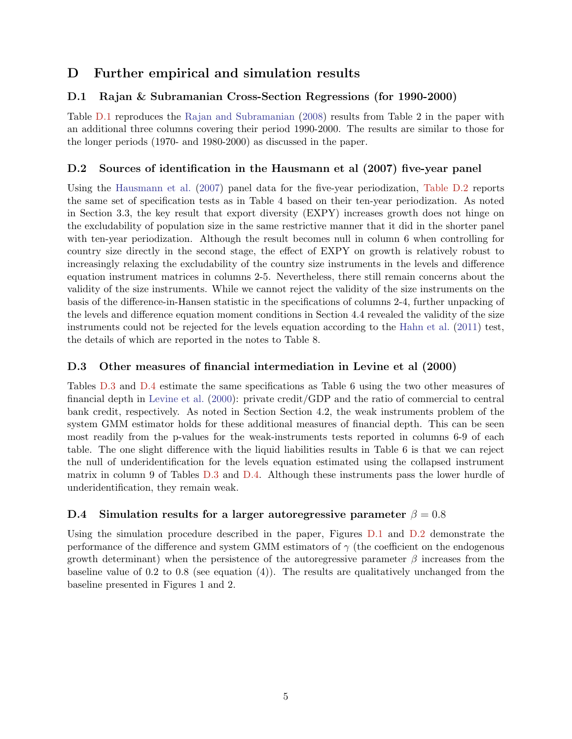# D Further empirical and simulation results

## D.1 Rajan & Subramanian Cross-Section Regressions (for 1990-2000)

Table D.1 reproduces the Rajan and Subramanian (2008) results from Table 2 in the paper with an additional three columns covering their period 1990-2000. The results are similar to those for the longer periods (1970- and 1980-2000) as discussed in the paper.

## D.2 Sources of identification in the Hausmann et al (2007) five-year panel

Using the Hausmann et al. (2007) panel data for the five-year periodization, Table D.2 reports the same set of specification tests as in Table 4 based on their ten-year periodization. As noted in Section 3.3, the key result that export diversity (EXPY) increases growth does not hinge on the excludability of population size in the same restrictive manner that it did in the shorter panel with ten-year periodization. Although the result becomes null in column 6 when controlling for country size directly in the second stage, the effect of EXPY on growth is relatively robust to increasingly relaxing the excludability of the country size instruments in the levels and difference equation instrument matrices in columns 2-5. Nevertheless, there still remain concerns about the validity of the size instruments. While we cannot reject the validity of the size instruments on the basis of the difference-in-Hansen statistic in the specifications of columns 2-4, further unpacking of the levels and difference equation moment conditions in Section 4.4 revealed the validity of the size instruments could not be rejected for the levels equation according to the Hahn et al. (2011) test, the details of which are reported in the notes to Table 8.

## D.3 Other measures of financial intermediation in Levine et al (2000)

Tables D.3 and D.4 estimate the same specifications as Table 6 using the two other measures of financial depth in Levine et al. (2000): private credit/GDP and the ratio of commercial to central bank credit, respectively. As noted in Section Section 4.2, the weak instruments problem of the system GMM estimator holds for these additional measures of financial depth. This can be seen most readily from the p-values for the weak-instruments tests reported in columns 6-9 of each table. The one slight difference with the liquid liabilities results in Table 6 is that we can reject the null of underidentification for the levels equation estimated using the collapsed instrument matrix in column 9 of Tables D.3 and D.4. Although these instruments pass the lower hurdle of underidentification, they remain weak.

## D.4 Simulation results for a larger autoregressive parameter $\beta = 0.8$

Using the simulation procedure described in the paper, Figures D.1 and D.2 demonstrate the performance of the difference and system GMM estimators of $\gamma$ (the coefficient on the endogenous growth determinant) when the persistence of the autoregressive parameter $\beta$ increases from the baseline value of 0.2 to 0.8 (see equation (4)). The results are qualitatively unchanged from the baseline presented in Figures 1 and 2.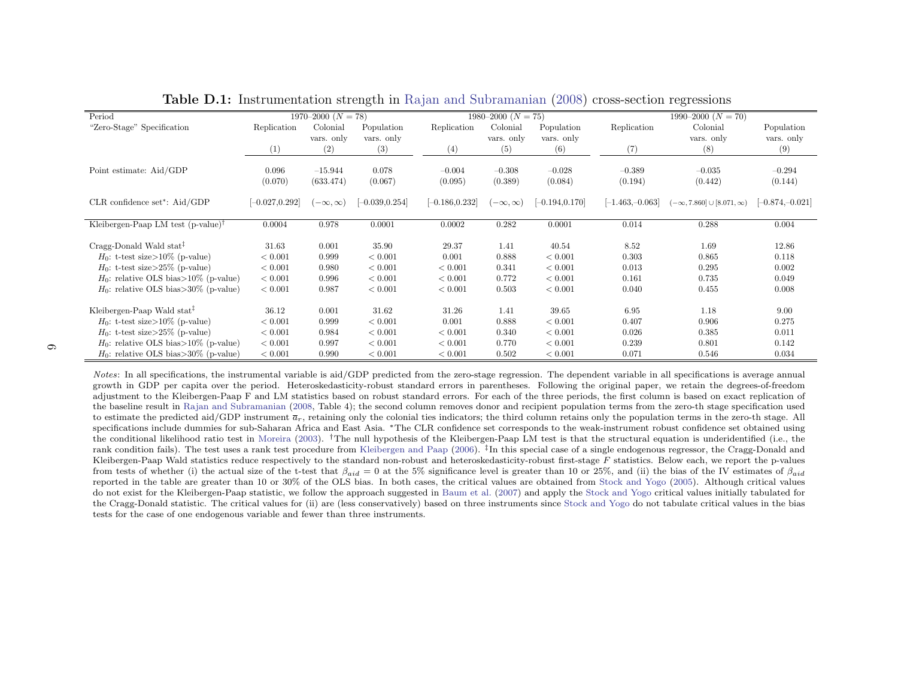**Table D.1:** Instrumentation strength in Rajan and Subramanian (2008) cross-section regressions

| Period | 1970–2000 ($N = 78$) | | | 1980–2000 ($N = 75$) | | | 1990–2000 ($N = 70$) | | |
|---|---|---|---|---|---|---|---|---|---|
| "Zero-Stage" Specification | Replication | Colonial vars. only | Population vars. only | Replication | Colonial vars. only | Population vars. only | Replication | Colonial vars. only | Population vars. only |
| | (1) | (2) | (3) | (4) | (5) | (6) | (7) | (8) | (9) |
| Point estimate: Aid/GDP | 0.096 | –15.944 | 0.078 | –0.004 | –0.308 | –0.028 | –0.389 | –0.035 | –0.294 |
| | (0.070) | (633.474) | (0.067) | (0.095) | (0.389) | (0.084) | (0.194) | (0.442) | (0.144) |
| CLR confidence set*: Aid/GDP | [–0.027,0.292] | $(-\infty, \infty)$ | [–0.039,0.254] | [–0.186,0.232] | $(-\infty, \infty)$ | [–0.194,0.170] | [–1.463,–0.063] | $(-\infty, 7.860] \cup [8.071, \infty)$ | [–0.874,–0.021] |
| Kleibergen-Paap LM test (p-value)† | 0.0004 | 0.978 | 0.0001 | 0.0002 | 0.282 | 0.0001 | 0.014 | 0.288 | 0.004 |
| Cragg-Donald Wald stat‡ | 31.63 | 0.001 | 35.90 | 29.37 | 1.41 | 40.54 | 8.52 | 1.69 | 12.86 |
| $H_0$: t-test size>10% (p-value) | < 0.001 | 0.999 | < 0.001 | 0.001 | 0.888 | < 0.001 | 0.303 | 0.865 | 0.118 |
| $H_0$: t-test size>25% (p-value) | < 0.001 | 0.980 | < 0.001 | < 0.001 | 0.341 | < 0.001 | 0.013 | 0.295 | 0.002 |
| $H_0$: relative OLS bias>10% (p-value) | < 0.001 | 0.996 | < 0.001 | < 0.001 | 0.772 | < 0.001 | 0.161 | 0.735 | 0.049 |
| $H_0$: relative OLS bias>30% (p-value) | < 0.001 | 0.987 | < 0.001 | < 0.001 | 0.503 | < 0.001 | 0.040 | 0.455 | 0.008 |
| Kleibergen-Paap Wald stat‡ | 36.12 | 0.001 | 31.62 | 31.26 | 1.41 | 39.65 | 6.95 | 1.18 | 9.00 |
| $H_0$: t-test size>10% (p-value) | < 0.001 | 0.999 | < 0.001 | 0.001 | 0.888 | < 0.001 | 0.407 | 0.906 | 0.275 |
| $H_0$: t-test size>25% (p-value) | < 0.001 | 0.984 | < 0.001 | < 0.001 | 0.340 | < 0.001 | 0.026 | 0.385 | 0.011 |
| $H_0$: relative OLS bias>10% (p-value) | < 0.001 | 0.997 | < 0.001 | < 0.001 | 0.770 | < 0.001 | 0.239 | 0.801 | 0.142 |
| $H_0$: relative OLS bias>30% (p-value) | < 0.001 | 0.990 | < 0.001 | < 0.001 | 0.502 | < 0.001 | 0.071 | 0.546 | 0.034 |

*Notes*: In all specifications, the instrumental variable is aid/GDP predicted from the zero-stage regression. The dependent variable in all specifications is average annual growth in GDP per capita over the period. Heteroskedasticity-robust standard errors in parentheses. Following the original paper, we retain the degrees-of-freedom adjustment to the Kleibergen-Paap F and LM statistics based on robust standard errors. For each of the three periods, the first column is based on exact replication of the baseline result in Rajan and Subramanian (2008, Table 4); the second column removes donor and recipient population terms from the zero-th stage specification used to estimate the predicted aid/GDP instrument $\overline{a}_r$, retaining only the colonial ties indicators; the third column retains only the population terms in the zero-th stage. All specifications include dummies for sub-Saharan Africa and East Asia. *The CLR confidence set corresponds to the weak-instrument robust confidence set obtained using the conditional likelihood ratio test in Moreira (2003). †The null hypothesis of the Kleibergen-Paap LM test is that the structural equation is underidentified (i.e., the rank condition fails). The test uses a rank test procedure from Kleibergen and Paap (2006). ‡In this special case of a single endogenous regressor, the Cragg-Donald and Kleibergen-Paap Wald statistics reduce respectively to the standard non-robust and heteroskedasticity-robust first-stage $F$ statistics. Below each, we report the p-values from tests of whether (i) the actual size of the t-test that $\beta_{aid} = 0$ at the 5% significance level is greater than 10 or 25%, and (ii) the bias of the IV estimates of $\beta_{aid}$ reported in the table are greater than 10 or 30% of the OLS bias. In both cases, the critical values are obtained from Stock and Yogo (2005). Although critical values do not exist for the Kleibergen-Paap statistic, we follow the approach suggested in Baum et al. (2007) and apply the Stock and Yogo critical values initially tabulated for the Cragg-Donald statistic. The critical values for (ii) are (less conservatively) based on three instruments since Stock and Yogo do not tabulate critical values in the bias tests for the case of one endogenous variable and fewer than three instruments.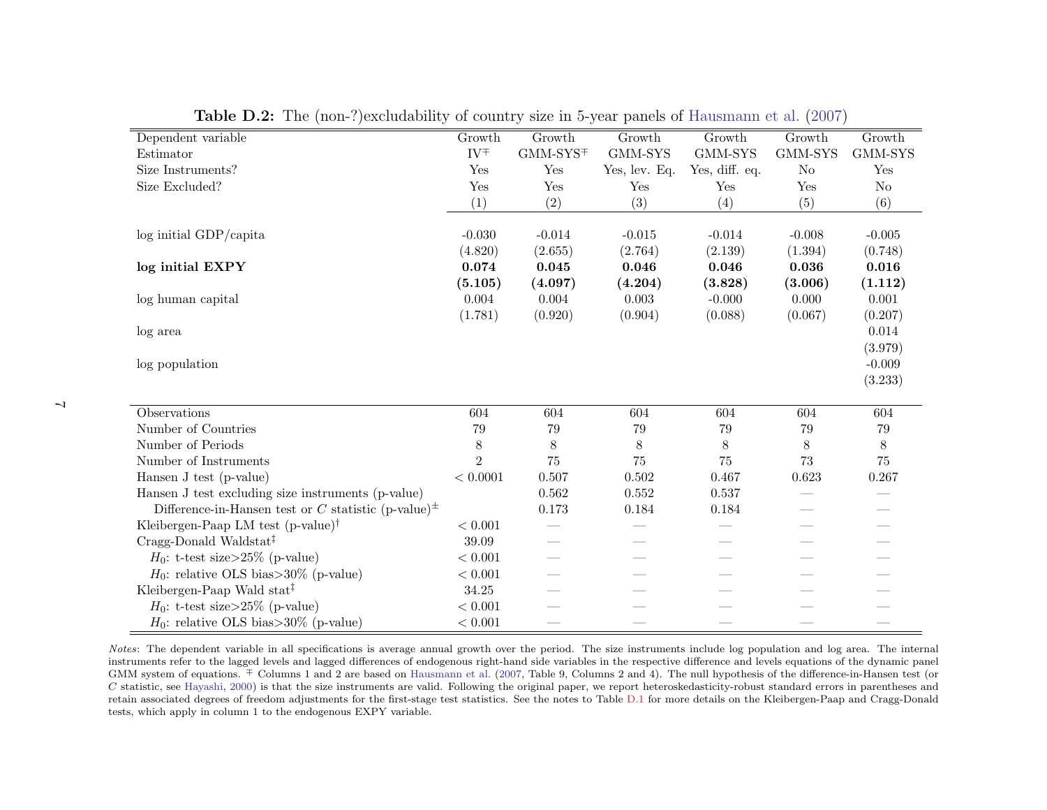**Table D.2:** The (non-?)excludability of country size in 5-year panels of Hausmann et al. (2007)

| Dependent variable | Growth | Growth | Growth | Growth | Growth | Growth |
|---|---|---|---|---|---|---|
| Estimator | IV$^{\mp}$ | GMM-SYS$^{\mp}$ | GMM-SYS | GMM-SYS | GMM-SYS | GMM-SYS |
| Size Instruments? | Yes | Yes | Yes, lev. Eq. | Yes, diff. eq. | No | Yes |
| Size Excluded? | Yes | Yes | Yes | Yes | Yes | No |
| | (1) | (2) | (3) | (4) | (5) | (6) |
| log initial GDP/capita | -0.030 | -0.014 | -0.015 | -0.014 | -0.008 | -0.005 |
| | (4.820) | (2.655) | (2.764) | (2.139) | (1.394) | (0.748) |
| **log initial EXPY** | **0.074** | **0.045** | **0.046** | **0.046** | **0.036** | **0.016** |
| | **(5.105)** | **(4.097)** | **(4.204)** | **(3.828)** | **(3.006)** | **(1.112)** |
| log human capital | 0.004 | 0.004 | 0.003 | -0.000 | 0.000 | 0.001 |
| | (1.781) | (0.920) | (0.904) | (0.088) | (0.067) | (0.207) |
| log area | | | | | | 0.014 |
| | | | | | | (3.979) |
| log population | | | | | | -0.009 |
| | | | | | | (3.233) |
| Observations | 604 | 604 | 604 | 604 | 604 | 604 |
| Number of Countries | 79 | 79 | 79 | 79 | 79 | 79 |
| Number of Periods | 8 | 8 | 8 | 8 | 8 | 8 |
| Number of Instruments | 2 | 75 | 75 | 75 | 73 | 75 |
| Hansen J test (p-value) | < 0.0001 | 0.507 | 0.502 | 0.467 | 0.623 | 0.267 |
| Hansen J test excluding size instruments (p-value) | | 0.562 | 0.552 | 0.537 | — | — |
| Difference-in-Hansen test or $C$ statistic (p-value)$^{\pm}$ | | 0.173 | 0.184 | 0.184 | — | — |
| Kleibergen-Paap LM test (p-value)$^{\dagger}$ | < 0.001 | — | — | — | — | — |
| Cragg-Donald Waldstat$^{\ddagger}$ | 39.09 | — | — | — | — | — |
| $H_0$: t-test size>25% (p-value) | < 0.001 | — | — | — | — | — |
| $H_0$: relative OLS bias>30% (p-value) | < 0.001 | — | — | — | — | — |
| Kleibergen-Paap Wald stat$^{\ddagger}$ | 34.25 | — | — | — | — | — |
| $H_0$: t-test size>25% (p-value) | < 0.001 | — | — | — | — | — |
| $H_0$: relative OLS bias>30% (p-value) | < 0.001 | — | — | — | — | — |

*Notes*: The dependent variable in all specifications is average annual growth over the period. The size instruments include log population and log area. The internal instruments refer to the lagged levels and lagged differences of endogenous right-hand side variables in the respective difference and levels equations of the dynamic panel GMM system of equations. $^{\mp}$ Columns 1 and 2 are based on Hausmann et al. (2007, Table 9, Columns 2 and 4). The null hypothesis of the difference-in-Hansen test (or $C$ statistic, see Hayashi, 2000) is that the size instruments are valid. Following the original paper, we report heteroskedasticity-robust standard errors in parentheses and retain associated degrees of freedom adjustments for the first-stage test statistics. See the notes to Table D.1 for more details on the Kleibergen-Paap and Cragg-Donald tests, which apply in column 1 to the endogenous EXPY variable.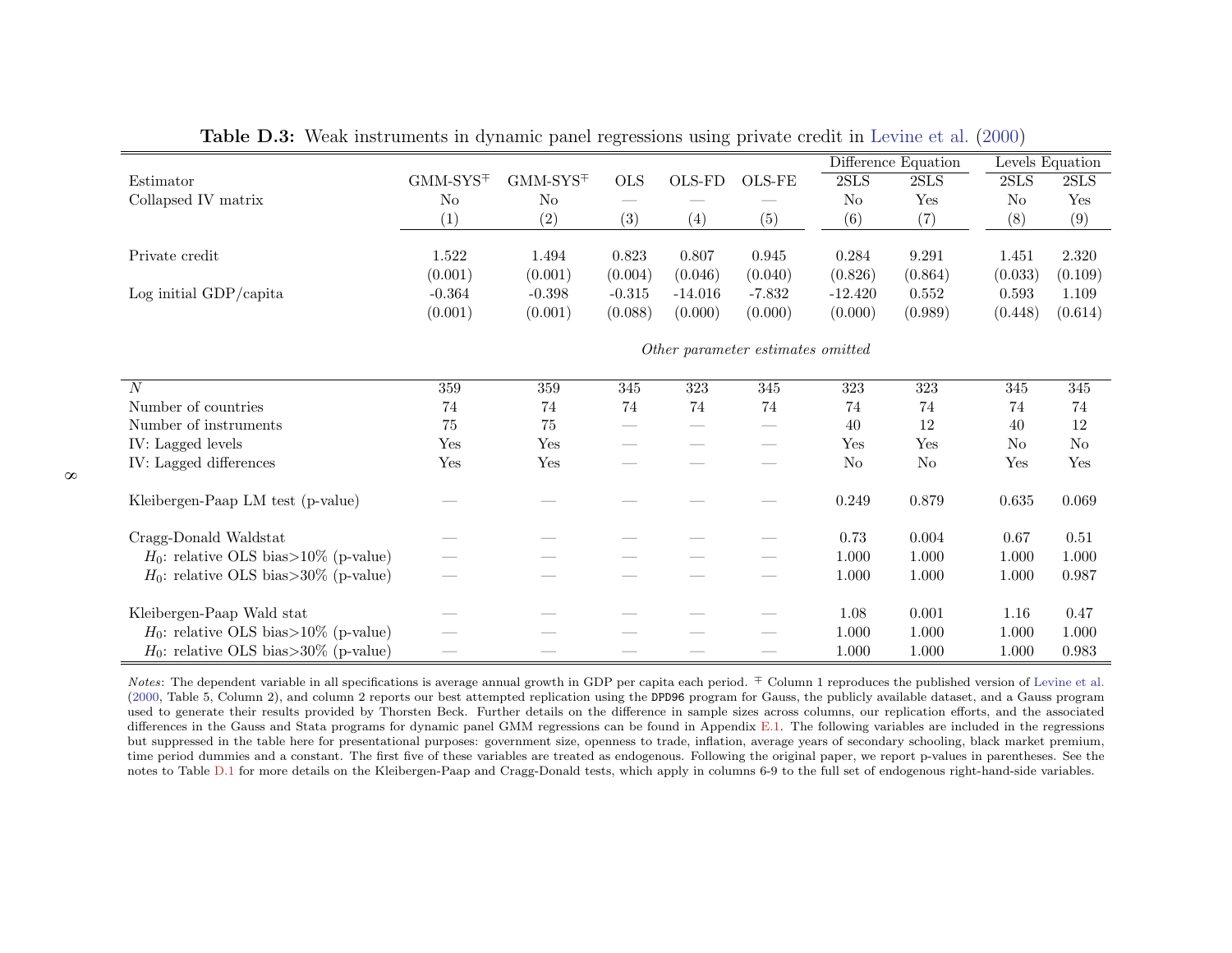**Table D.3:** Weak instruments in dynamic panel regressions using private credit in Levine et al. (2000)

| | | | | | | Difference Equation | | Levels Equation | |
|---|---|---|---|---|---|---|---|---|---|
| Estimator | GMM-SYS$^{\mp}$ | GMM-SYS$^{\mp}$ | OLS | OLS-FD | OLS-FE | 2SLS | 2SLS | 2SLS | 2SLS |
| Collapsed IV matrix | No | No | — | — | — | No | Yes | No | Yes |
| | (1) | (2) | (3) | (4) | (5) | (6) | (7) | (8) | (9) |
| Private credit | 1.522 | 1.494 | 0.823 | 0.807 | 0.945 | 0.284 | 9.291 | 1.451 | 2.320 |
| | (0.001) | (0.001) | (0.004) | (0.046) | (0.040) | (0.826) | (0.864) | (0.033) | (0.109) |
| Log initial GDP/capita | -0.364 | -0.398 | -0.315 | -14.016 | -7.832 | -12.420 | 0.552 | 0.593 | 1.109 |
| | (0.001) | (0.001) | (0.088) | (0.000) | (0.000) | (0.000) | (0.989) | (0.448) | (0.614) |
| | | | | | *Other parameter estimates omitted* | | | | |
| $N$ | 359 | 359 | 345 | 323 | 345 | 323 | 323 | 345 | 345 |
| Number of countries | 74 | 74 | 74 | 74 | 74 | 74 | 74 | 74 | 74 |
| Number of instruments | 75 | 75 | — | — | — | 40 | 12 | 40 | 12 |
| IV: Lagged levels | Yes | Yes | — | — | — | Yes | Yes | No | No |
| IV: Lagged differences | Yes | Yes | — | — | — | No | No | Yes | Yes |
| Kleibergen-Paap LM test (p-value) | — | — | — | — | — | 0.249 | 0.879 | 0.635 | 0.069 |
| Cragg-Donald Waldstat | — | — | — | — | — | 0.73 | 0.004 | 0.67 | 0.51 |
| $H_0$: relative OLS bias>10% (p-value) | — | — | — | — | — | 1.000 | 1.000 | 1.000 | 1.000 |
| $H_0$: relative OLS bias>30% (p-value) | — | — | — | — | — | 1.000 | 1.000 | 1.000 | 0.987 |
| Kleibergen-Paap Wald stat | — | — | — | — | — | 1.08 | 0.001 | 1.16 | 0.47 |
| $H_0$: relative OLS bias>10% (p-value) | — | — | — | — | — | 1.000 | 1.000 | 1.000 | 1.000 |
| $H_0$: relative OLS bias>30% (p-value) | — | — | — | — | — | 1.000 | 1.000 | 1.000 | 0.983 |

*Notes*: The dependent variable in all specifications is average annual growth in GDP per capita each period. $^{\mp}$ Column 1 reproduces the published version of Levine et al. (2000, Table 5, Column 2), and column 2 reports our best attempted replication using the `DPD96` program for Gauss, the publicly available dataset, and a Gauss program used to generate their results provided by Thorsten Beck. Further details on the difference in sample sizes across columns, our replication efforts, and the associated differences in the Gauss and Stata programs for dynamic panel GMM regressions can be found in Appendix E.1. The following variables are included in the regressions but suppressed in the table here for presentational purposes: government size, openness to trade, inflation, average years of secondary schooling, black market premium, time period dummies and a constant. The first five of these variables are treated as endogenous. Following the original paper, we report p-values in parentheses. See the notes to Table D.1 for more details on the Kleibergen-Paap and Cragg-Donald tests, which apply in columns 6-9 to the full set of endogenous right-hand-side variables.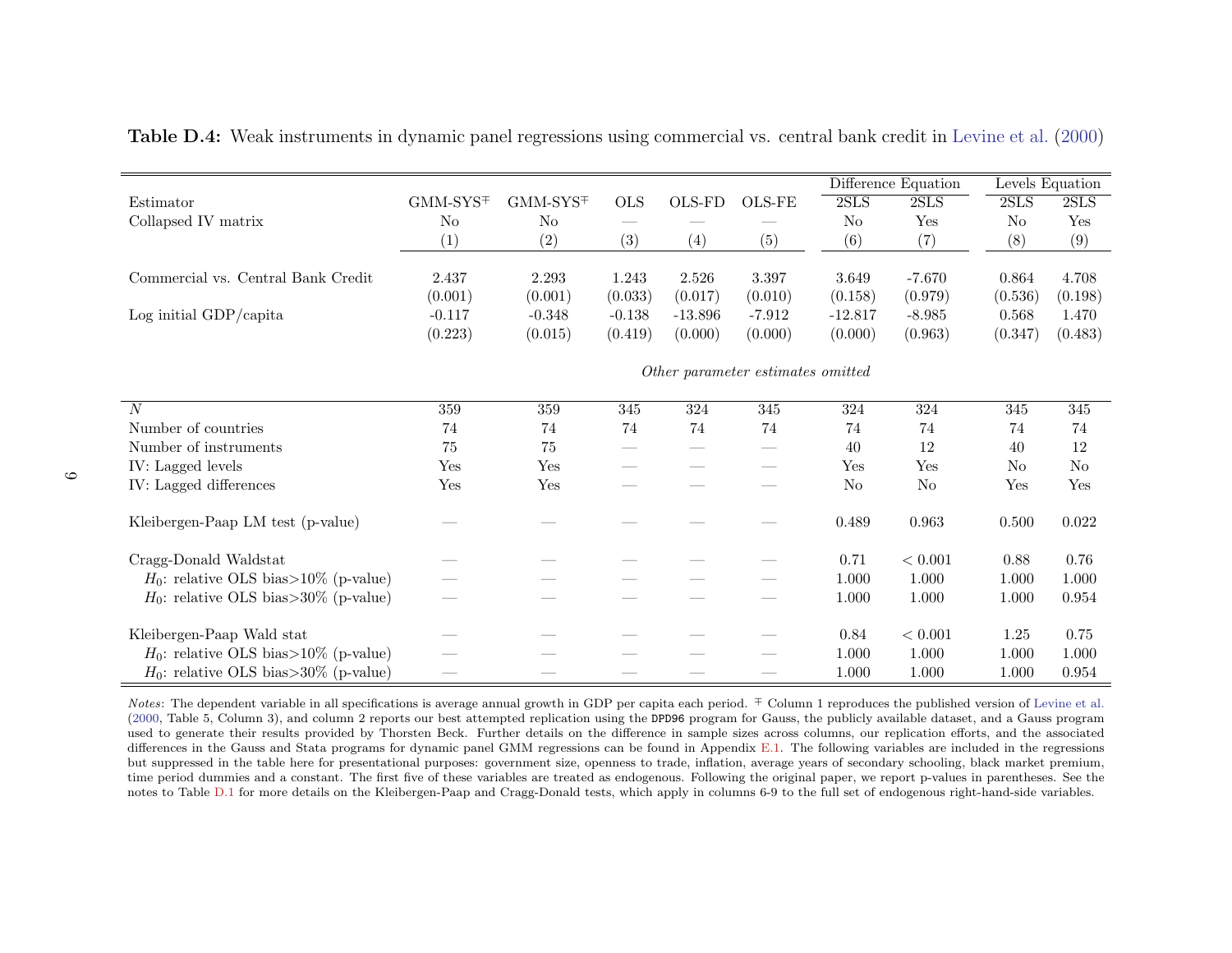**Table D.4:** Weak instruments in dynamic panel regressions using commercial vs. central bank credit in Levine et al. (2000)

| | | | | | | Difference Equation | | Levels Equation | |
|---|---|---|---|---|---|---|---|---|---|
| Estimator | GMM-SYS$^{\mp}$ | GMM-SYS$^{\mp}$ | OLS | OLS-FD | OLS-FE | 2SLS | 2SLS | 2SLS | 2SLS |
| Collapsed IV matrix | No | No | — | — | — | No | Yes | No | Yes |
| | (1) | (2) | (3) | (4) | (5) | (6) | (7) | (8) | (9) |
| Commercial vs. Central Bank Credit | 2.437 | 2.293 | 1.243 | 2.526 | 3.397 | 3.649 | -7.670 | 0.864 | 4.708 |
| | (0.001) | (0.001) | (0.033) | (0.017) | (0.010) | (0.158) | (0.979) | (0.536) | (0.198) |
| Log initial GDP/capita | -0.117 | -0.348 | -0.138 | -13.896 | -7.912 | -12.817 | -8.985 | 0.568 | 1.470 |
| | (0.223) | (0.015) | (0.419) | (0.000) | (0.000) | (0.000) | (0.963) | (0.347) | (0.483) |
| | | | | | *Other parameter estimates omitted* | | | | |
| $N$ | 359 | 359 | 345 | 324 | 345 | 324 | 324 | 345 | 345 |
| Number of countries | 74 | 74 | 74 | 74 | 74 | 74 | 74 | 74 | 74 |
| Number of instruments | 75 | 75 | — | — | — | 40 | 12 | 40 | 12 |
| IV: Lagged levels | Yes | Yes | — | — | — | Yes | Yes | No | No |
| IV: Lagged differences | Yes | Yes | — | — | — | No | No | Yes | Yes |
| Kleibergen-Paap LM test (p-value) | — | — | — | — | — | 0.489 | 0.963 | 0.500 | 0.022 |
| Cragg-Donald Waldstat | — | — | — | — | — | 0.71 | < 0.001 | 0.88 | 0.76 |
| $H_0$: relative OLS bias>10% (p-value) | — | — | — | — | — | 1.000 | 1.000 | 1.000 | 1.000 |
| $H_0$: relative OLS bias>30% (p-value) | — | — | — | — | — | 1.000 | 1.000 | 1.000 | 0.954 |
| Kleibergen-Paap Wald stat | — | — | — | — | — | 0.84 | < 0.001 | 1.25 | 0.75 |
| $H_0$: relative OLS bias>10% (p-value) | — | — | — | — | — | 1.000 | 1.000 | 1.000 | 1.000 |
| $H_0$: relative OLS bias>30% (p-value) | — | — | — | — | — | 1.000 | 1.000 | 1.000 | 0.954 |

*Notes*: The dependent variable in all specifications is average annual growth in GDP per capita each period. $^{\mp}$ Column 1 reproduces the published version of Levine et al. (2000, Table 5, Column 3), and column 2 reports our best attempted replication using the `DPD96` program for Gauss, the publicly available dataset, and a Gauss program used to generate their results provided by Thorsten Beck. Further details on the difference in sample sizes across columns, our replication efforts, and the associated differences in the Gauss and Stata programs for dynamic panel GMM regressions can be found in Appendix E.1. The following variables are included in the regressions but suppressed in the table here for presentational purposes: government size, openness to trade, inflation, average years of secondary schooling, black market premium, time period dummies and a constant. The first five of these variables are treated as endogenous. Following the original paper, we report p-values in parentheses. See the notes to Table D.1 for more details on the Kleibergen-Paap and Cragg-Donald tests, which apply in columns 6-9 to the full set of endogenous right-hand-side variables.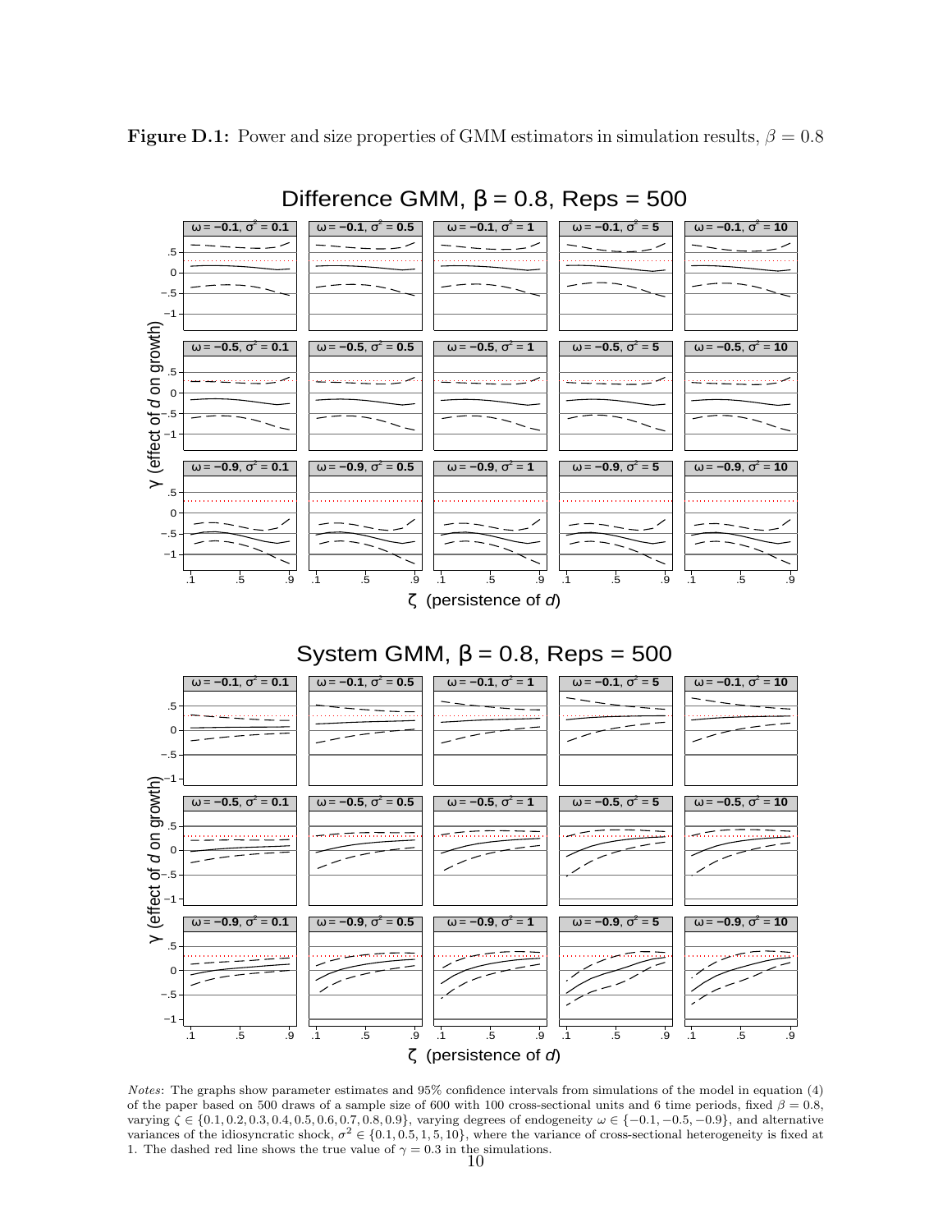**Figure D.1:** Power and size properties of GMM estimators in simulation results, $\beta = 0.8$

*Notes*: The graphs show parameter estimates and 95% confidence intervals from simulations of the model in equation (4) of the paper based on 500 draws of a sample size of 600 with 100 cross-sectional units and 6 time periods, fixed $\beta = 0.8$, varying $\zeta \in \{0.1, 0.2, 0.3, 0.4, 0.5, 0.6, 0.7, 0.8, 0.9\}$, varying degrees of endogeneity $\omega \in \{-0.1, -0.5, -0.9\}$, and alternative variances of the idiosyncratic shock, $\sigma^2 \in \{0.1, 0.5, 1, 5, 10\}$, where the variance of cross-sectional heterogeneity is fixed at 1. The dashed red line shows the true value of $\gamma = 0.3$ in the simulations.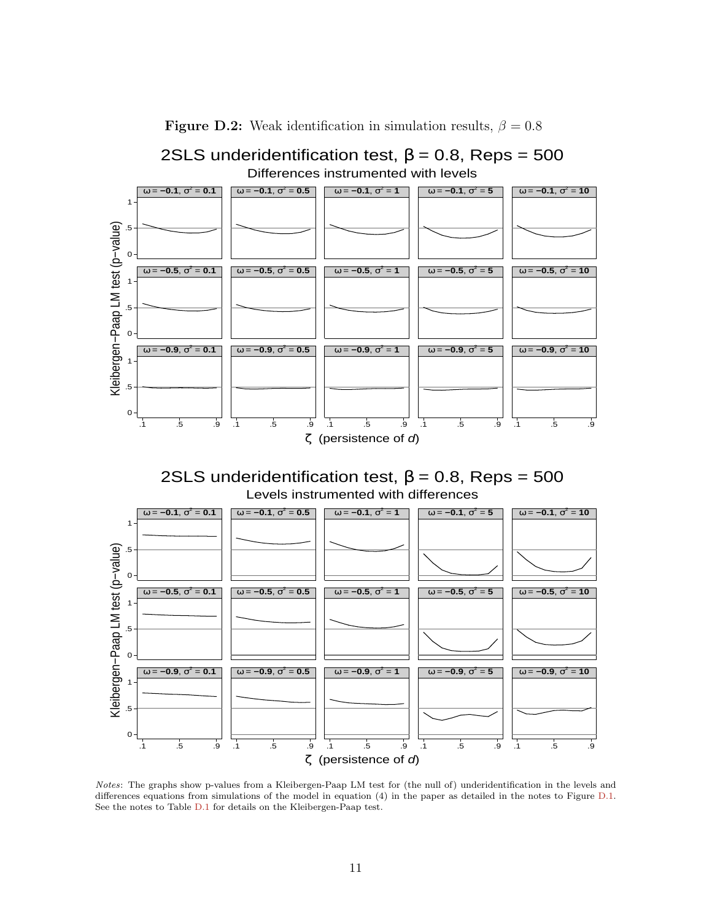**Figure D.2:** Weak identification in simulation results, $\beta = 0.8$

*Notes*: The graphs show p-values from a Kleibergen-Paap LM test for (the null of) underidentification in the levels and differences equations from simulations of the model in equation (4) in the paper as detailed in the notes to Figure D.1. See the notes to Table D.1 for details on the Kleibergen-Paap test.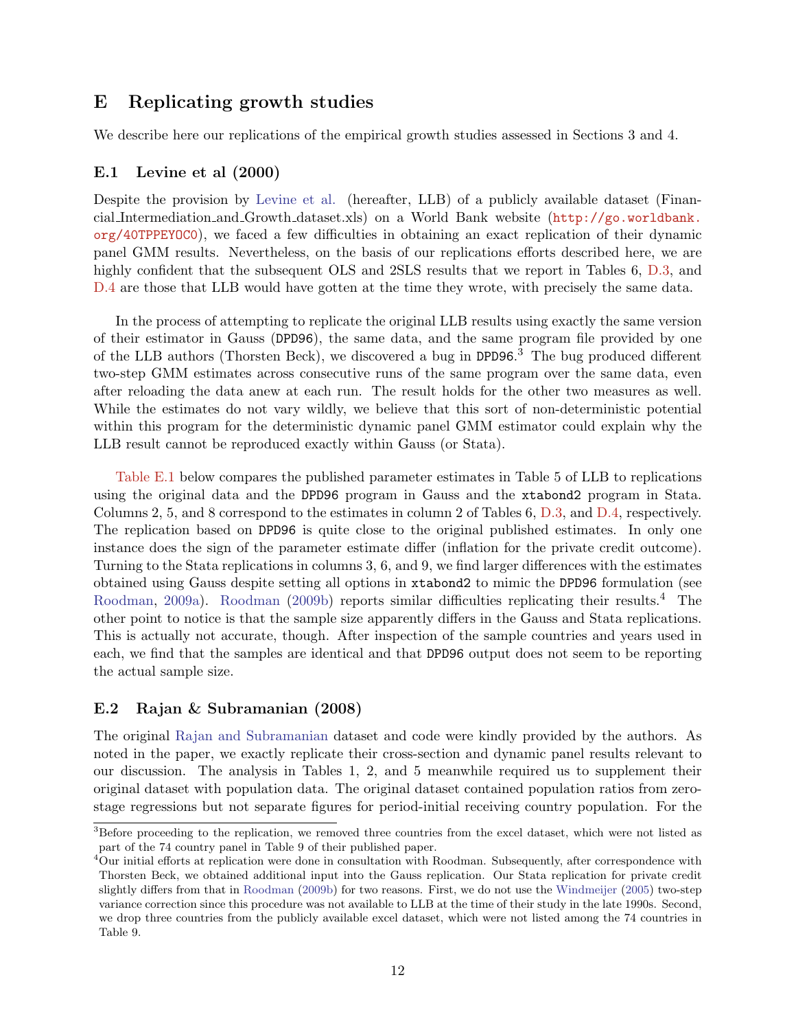# E Replicating growth studies

We describe here our replications of the empirical growth studies assessed in Sections 3 and 4.

## E.1 Levine et al (2000)

Despite the provision by Levine et al. (hereafter, LLB) of a publicly available dataset (Financial_Intermediation_and_Growth_dataset.xls) on a World Bank website (http://go.worldbank.org/40TPPEYOC0), we faced a few difficulties in obtaining an exact replication of their dynamic panel GMM results. Nevertheless, on the basis of our replications efforts described here, we are highly confident that the subsequent OLS and 2SLS results that we report in Tables 6, D.3, and D.4 are those that LLB would have gotten at the time they wrote, with precisely the same data.

In the process of attempting to replicate the original LLB results using exactly the same version of their estimator in Gauss (DPD96), the same data, and the same program file provided by one of the LLB authors (Thorsten Beck), we discovered a bug in DPD96.[3] The bug produced different two-step GMM estimates across consecutive runs of the same program over the same data, even after reloading the data anew at each run. The result holds for the other two measures as well. While the estimates do not vary wildly, we believe that this sort of non-deterministic potential within this program for the deterministic dynamic panel GMM estimator could explain why the LLB result cannot be reproduced exactly within Gauss (or Stata).

Table E.1 below compares the published parameter estimates in Table 5 of LLB to replications using the original data and the DPD96 program in Gauss and the xtabond2 program in Stata. Columns 2, 5, and 8 correspond to the estimates in column 2 of Tables 6, D.3, and D.4, respectively. The replication based on DPD96 is quite close to the original published estimates. In only one instance does the sign of the parameter estimate differ (inflation for the private credit outcome). Turning to the Stata replications in columns 3, 6, and 9, we find larger differences with the estimates obtained using Gauss despite setting all options in xtabond2 to mimic the DPD96 formulation (see Roodman, 2009a). Roodman (2009b) reports similar difficulties replicating their results.[4] The other point to notice is that the sample size apparently differs in the Gauss and Stata replications. This is actually not accurate, though. After inspection of the sample countries and years used in each, we find that the samples are identical and that DPD96 output does not seem to be reporting the actual sample size.

## E.2 Rajan & Subramanian (2008)

The original Rajan and Subramanian dataset and code were kindly provided by the authors. As noted in the paper, we exactly replicate their cross-section and dynamic panel results relevant to our discussion. The analysis in Tables 1, 2, and 5 meanwhile required us to supplement their original dataset with population data. The original dataset contained population ratios from zero-stage regressions but not separate figures for period-initial receiving country population. For the

[3] Before proceeding to the replication, we removed three countries from the excel dataset, which were not listed as part of the 74 country panel in Table 9 of their published paper.

[4] Our initial efforts at replication were done in consultation with Roodman. Subsequently, after correspondence with Thorsten Beck, we obtained additional input into the Gauss replication. Our Stata replication for private credit slightly differs from that in Roodman (2009b) for two reasons. First, we do not use the Windmeijer (2005) two-step variance correction since this procedure was not available to LLB at the time of their study in the late 1990s. Second, we drop three countries from the publicly available excel dataset, which were not listed among the 74 countries in Table 9.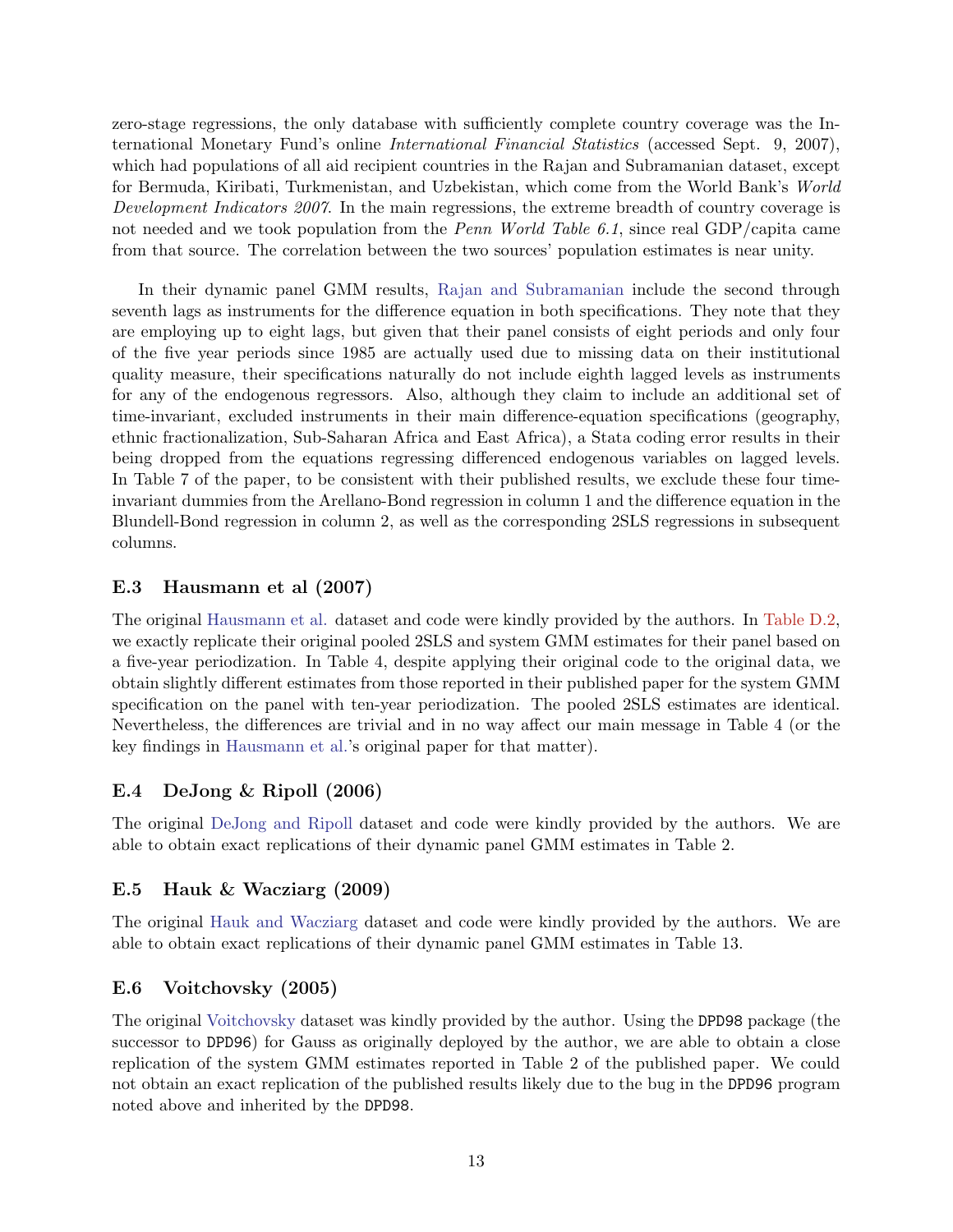zero-stage regressions, the only database with sufficiently complete country coverage was the International Monetary Fund's online *International Financial Statistics* (accessed Sept. 9, 2007), which had populations of all aid recipient countries in the Rajan and Subramanian dataset, except for Bermuda, Kiribati, Turkmenistan, and Uzbekistan, which come from the World Bank's *World Development Indicators 2007*. In the main regressions, the extreme breadth of country coverage is not needed and we took population from the *Penn World Table 6.1*, since real GDP/capita came from that source. The correlation between the two sources' population estimates is near unity.

In their dynamic panel GMM results, Rajan and Subramanian include the second through seventh lags as instruments for the difference equation in both specifications. They note that they are employing up to eight lags, but given that their panel consists of eight periods and only four of the five year periods since 1985 are actually used due to missing data on their institutional quality measure, their specifications naturally do not include eighth lagged levels as instruments for any of the endogenous regressors. Also, although they claim to include an additional set of time-invariant, excluded instruments in their main difference-equation specifications (geography, ethnic fractionalization, Sub-Saharan Africa and East Africa), a Stata coding error results in their being dropped from the equations regressing differenced endogenous variables on lagged levels. In Table 7 of the paper, to be consistent with their published results, we exclude these four time-invariant dummies from the Arellano-Bond regression in column 1 and the difference equation in the Blundell-Bond regression in column 2, as well as the corresponding 2SLS regressions in subsequent columns.

## E.3 Hausmann et al (2007)

The original Hausmann et al. dataset and code were kindly provided by the authors. In Table D.2, we exactly replicate their original pooled 2SLS and system GMM estimates for their panel based on a five-year periodization. In Table 4, despite applying their original code to the original data, we obtain slightly different estimates from those reported in their published paper for the system GMM specification on the panel with ten-year periodization. The pooled 2SLS estimates are identical. Nevertheless, the differences are trivial and in no way affect our main message in Table 4 (or the key findings in Hausmann et al.'s original paper for that matter).

## E.4 DeJong & Ripoll (2006)

The original DeJong and Ripoll dataset and code were kindly provided by the authors. We are able to obtain exact replications of their dynamic panel GMM estimates in Table 2.

## E.5 Hauk & Wacziarg (2009)

The original Hauk and Wacziarg dataset and code were kindly provided by the authors. We are able to obtain exact replications of their dynamic panel GMM estimates in Table 13.

## E.6 Voitchovsky (2005)

The original Voitchovsky dataset was kindly provided by the author. Using the `DPD98` package (the successor to `DPD96`) for Gauss as originally deployed by the author, we are able to obtain a close replication of the system GMM estimates reported in Table 2 of the published paper. We could not obtain an exact replication of the published results likely due to the bug in the `DPD96` program noted above and inherited by the `DPD98`.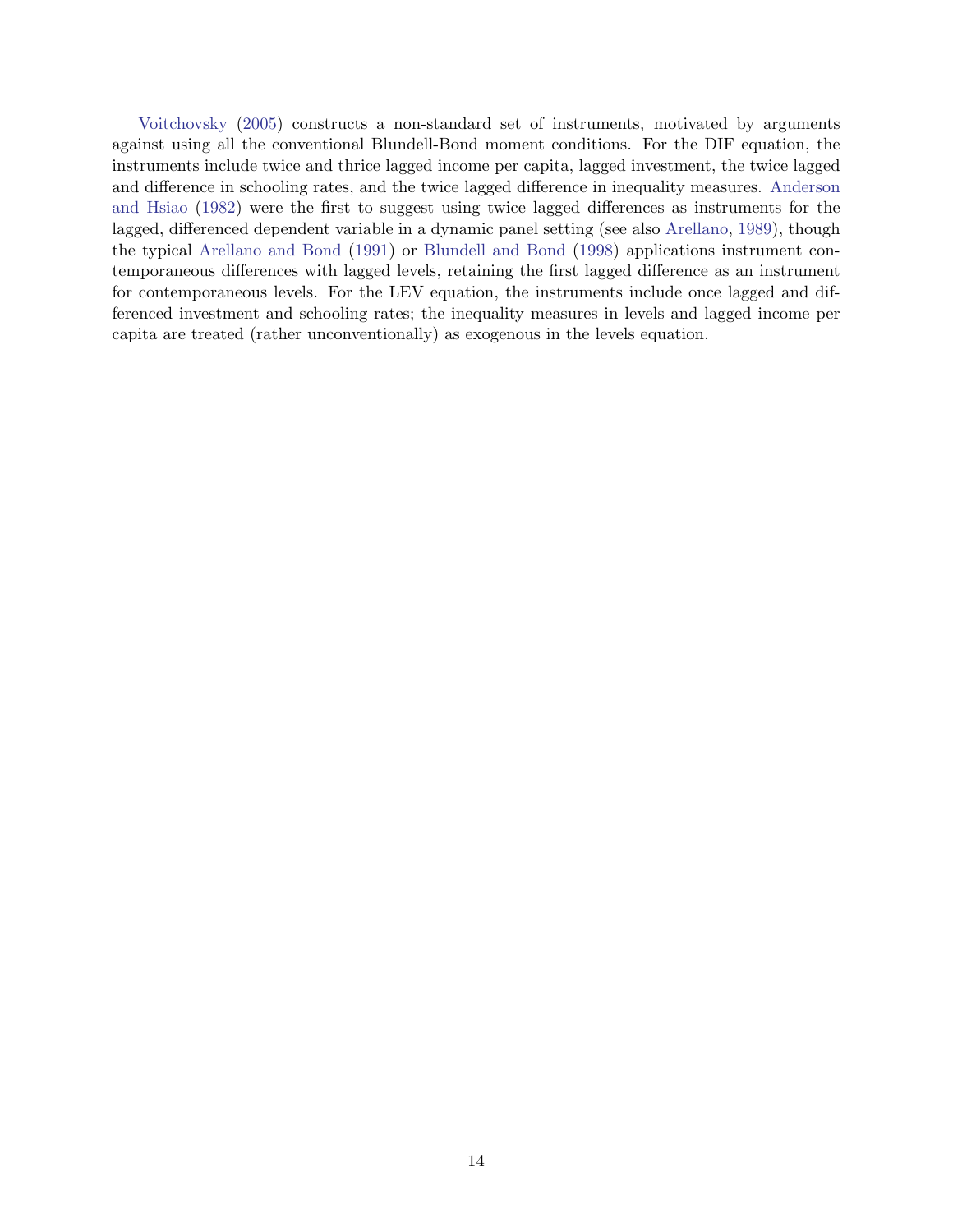Voitchovsky (2005) constructs a non-standard set of instruments, motivated by arguments against using all the conventional Blundell-Bond moment conditions. For the DIF equation, the instruments include twice and thrice lagged income per capita, lagged investment, the twice lagged and difference in schooling rates, and the twice lagged difference in inequality measures. Anderson and Hsiao (1982) were the first to suggest using twice lagged differences as instruments for the lagged, differenced dependent variable in a dynamic panel setting (see also Arellano, 1989), though the typical Arellano and Bond (1991) or Blundell and Bond (1998) applications instrument contemporaneous differences with lagged levels, retaining the first lagged difference as an instrument for contemporaneous levels. For the LEV equation, the instruments include once lagged and differenced investment and schooling rates; the inequality measures in levels and lagged income per capita are treated (rather unconventionally) as exogenous in the levels equation.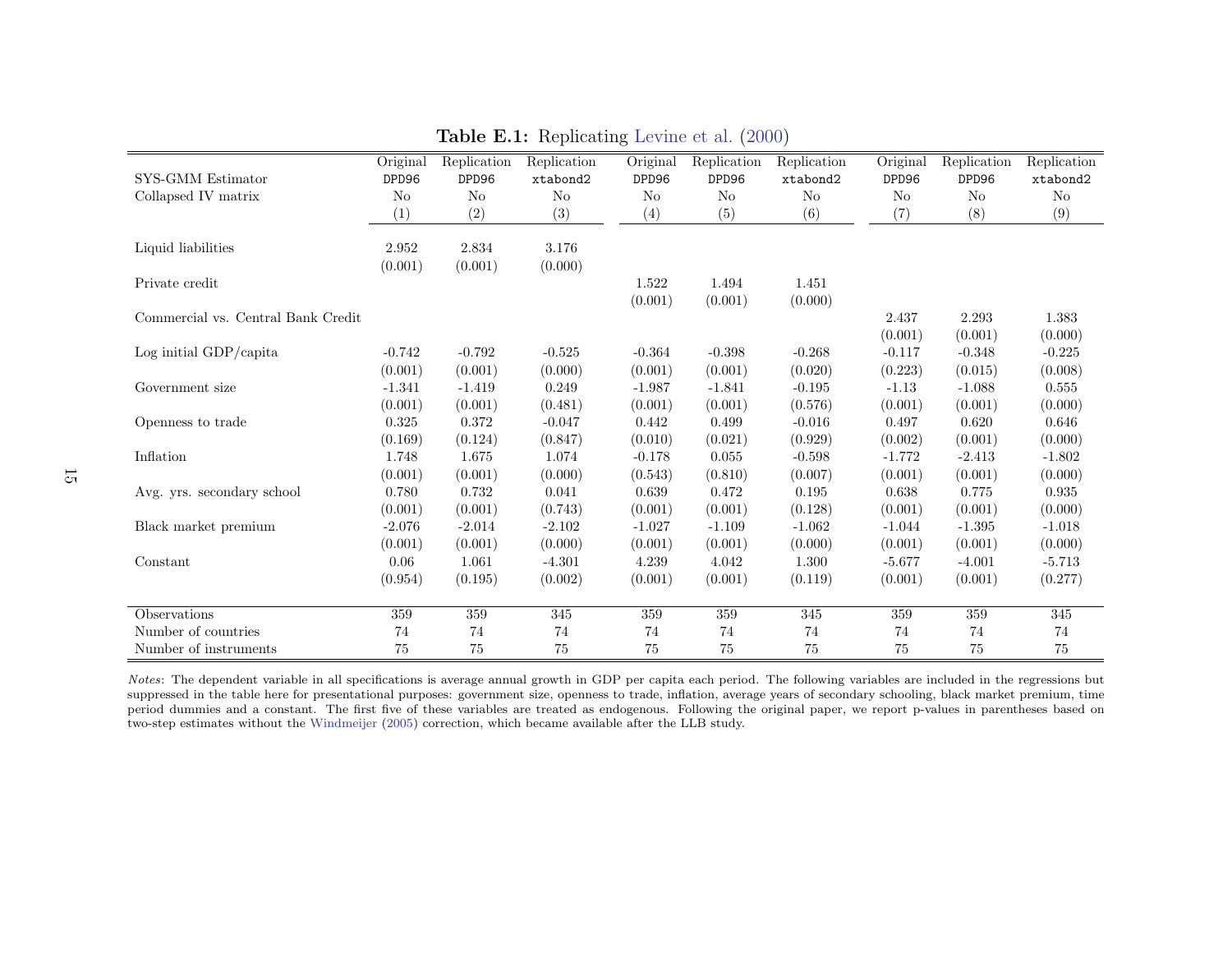**Table E.1:** Replicating Levine et al. (2000)

| | Original | Replication | Replication | Original | Replication | Replication | Original | Replication | Replication |
|---|---|---|---|---|---|---|---|---|---|
| SYS-GMM Estimator | `DPD96` | `DPD96` | `xtabond2` | `DPD96` | `DPD96` | `xtabond2` | `DPD96` | `DPD96` | `xtabond2` |
| Collapsed IV matrix | No | No | No | No | No | No | No | No | No |
| | (1) | (2) | (3) | (4) | (5) | (6) | (7) | (8) | (9) |
| Liquid liabilities | 2.952 | 2.834 | 3.176 | | | | | | |
| | (0.001) | (0.001) | (0.000) | | | | | | |
| Private credit | | | | 1.522 | 1.494 | 1.451 | | | |
| | | | | (0.001) | (0.001) | (0.000) | | | |
| Commercial vs. Central Bank Credit | | | | | | | 2.437 | 2.293 | 1.383 |
| | | | | | | | (0.001) | (0.001) | (0.000) |
| Log initial GDP/capita | -0.742 | -0.792 | -0.525 | -0.364 | -0.398 | -0.268 | -0.117 | -0.348 | -0.225 |
| | (0.001) | (0.001) | (0.000) | (0.001) | (0.001) | (0.020) | (0.223) | (0.015) | (0.008) |
| Government size | -1.341 | -1.419 | 0.249 | -1.987 | -1.841 | -0.195 | -1.13 | -1.088 | 0.555 |
| | (0.001) | (0.001) | (0.481) | (0.001) | (0.001) | (0.576) | (0.001) | (0.001) | (0.000) |
| Openness to trade | 0.325 | 0.372 | -0.047 | 0.442 | 0.499 | -0.016 | 0.497 | 0.620 | 0.646 |
| | (0.169) | (0.124) | (0.847) | (0.010) | (0.021) | (0.929) | (0.002) | (0.001) | (0.000) |
| Inflation | 1.748 | 1.675 | 1.074 | -0.178 | 0.055 | -0.598 | -1.772 | -2.413 | -1.802 |
| | (0.001) | (0.001) | (0.000) | (0.543) | (0.810) | (0.007) | (0.001) | (0.001) | (0.000) |
| Avg. yrs. secondary school | 0.780 | 0.732 | 0.041 | 0.639 | 0.472 | 0.195 | 0.638 | 0.775 | 0.935 |
| | (0.001) | (0.001) | (0.743) | (0.001) | (0.001) | (0.128) | (0.001) | (0.001) | (0.000) |
| Black market premium | -2.076 | -2.014 | -2.102 | -1.027 | -1.109 | -1.062 | -1.044 | -1.395 | -1.018 |
| | (0.001) | (0.001) | (0.000) | (0.001) | (0.001) | (0.000) | (0.001) | (0.001) | (0.000) |
| Constant | 0.06 | 1.061 | -4.301 | 4.239 | 4.042 | 1.300 | -5.677 | -4.001 | -5.713 |
| | (0.954) | (0.195) | (0.002) | (0.001) | (0.001) | (0.119) | (0.001) | (0.001) | (0.277) |
| Observations | 359 | 359 | 345 | 359 | 359 | 345 | 359 | 359 | 345 |
| Number of countries | 74 | 74 | 74 | 74 | 74 | 74 | 74 | 74 | 74 |
| Number of instruments | 75 | 75 | 75 | 75 | 75 | 75 | 75 | 75 | 75 |

*Notes*: The dependent variable in all specifications is average annual growth in GDP per capita each period. The following variables are included in the regressions but suppressed in the table here for presentational purposes: government size, openness to trade, inflation, average years of secondary schooling, black market premium, time period dummies and a constant. The first five of these variables are treated as endogenous. Following the original paper, we report p-values in parentheses based on two-step estimates without the Windmeijer (2005) correction, which became available after the LLB study.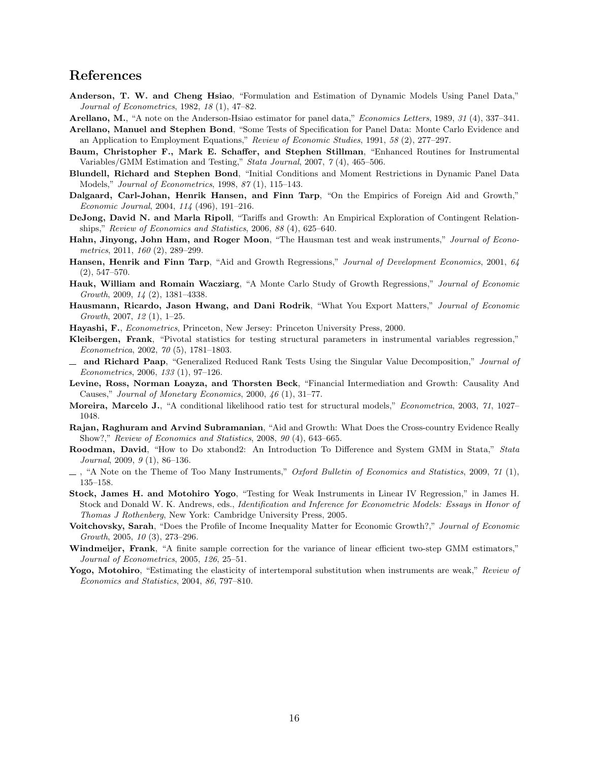## References

**Anderson, T. W. and Cheng Hsiao**, "Formulation and Estimation of Dynamic Models Using Panel Data," *Journal of Econometrics*, 1982, *18* (1), 47–82.

**Arellano, M.**, "A note on the Anderson-Hsiao estimator for panel data," *Economics Letters*, 1989, *31* (4), 337–341.

**Arellano, Manuel and Stephen Bond**, "Some Tests of Specification for Panel Data: Monte Carlo Evidence and an Application to Employment Equations," *Review of Economic Studies*, 1991, *58* (2), 277–297.

**Baum, Christopher F., Mark E. Schaffer, and Stephen Stillman**, "Enhanced Routines for Instrumental Variables/GMM Estimation and Testing," *Stata Journal*, 2007, *7* (4), 465–506.

**Blundell, Richard and Stephen Bond**, "Initial Conditions and Moment Restrictions in Dynamic Panel Data Models," *Journal of Econometrics*, 1998, *87* (1), 115–143.

**Dalgaard, Carl-Johan, Henrik Hansen, and Finn Tarp**, "On the Empirics of Foreign Aid and Growth," *Economic Journal*, 2004, *114* (496), 191–216.

**DeJong, David N. and Marla Ripoll**, "Tariffs and Growth: An Empirical Exploration of Contingent Relationships," *Review of Economics and Statistics*, 2006, *88* (4), 625–640.

**Hahn, Jinyong, John Ham, and Roger Moon**, "The Hausman test and weak instruments," *Journal of Econometrics*, 2011, *160* (2), 289–299.

**Hansen, Henrik and Finn Tarp**, "Aid and Growth Regressions," *Journal of Development Economics*, 2001, *64* (2), 547–570.

**Hauk, William and Romain Wacziarg**, "A Monte Carlo Study of Growth Regressions," *Journal of Economic Growth*, 2009, *14* (2), 1381–4338.

**Hausmann, Ricardo, Jason Hwang, and Dani Rodrik**, "What You Export Matters," *Journal of Economic Growth*, 2007, *12* (1), 1–25.

**Hayashi, F.**, *Econometrics*, Princeton, New Jersey: Princeton University Press, 2000.

**Kleibergen, Frank**, "Pivotal statistics for testing structural parameters in instrumental variables regression," *Econometrica*, 2002, *70* (5), 1781–1803.

— **and Richard Paap**, "Generalized Reduced Rank Tests Using the Singular Value Decomposition," *Journal of Econometrics*, 2006, *133* (1), 97–126.

**Levine, Ross, Norman Loayza, and Thorsten Beck**, "Financial Intermediation and Growth: Causality And Causes," *Journal of Monetary Economics*, 2000, *46* (1), 31–77.

**Moreira, Marcelo J.**, "A conditional likelihood ratio test for structural models," *Econometrica*, 2003, *71*, 1027–1048.

**Rajan, Raghuram and Arvind Subramanian**, "Aid and Growth: What Does the Cross-country Evidence Really Show?," *Review of Economics and Statistics*, 2008, *90* (4), 643–665.

**Roodman, David**, "How to Do xtabond2: An Introduction To Difference and System GMM in Stata," *Stata Journal*, 2009, *9* (1), 86–136.

— , "A Note on the Theme of Too Many Instruments," *Oxford Bulletin of Economics and Statistics*, 2009, *71* (1), 135–158.

**Stock, James H. and Motohiro Yogo**, "Testing for Weak Instruments in Linear IV Regression," in James H. Stock and Donald W. K. Andrews, eds., *Identification and Inference for Econometric Models: Essays in Honor of Thomas J Rothenberg*, New York: Cambridge University Press, 2005.

**Voitchovsky, Sarah**, "Does the Profile of Income Inequality Matter for Economic Growth?," *Journal of Economic Growth*, 2005, *10* (3), 273–296.

**Windmeijer, Frank**, "A finite sample correction for the variance of linear efficient two-step GMM estimators," *Journal of Econometrics*, 2005, *126*, 25–51.

**Yogo, Motohiro**, "Estimating the elasticity of intertemporal substitution when instruments are weak," *Review of Economics and Statistics*, 2004, *86*, 797–810.